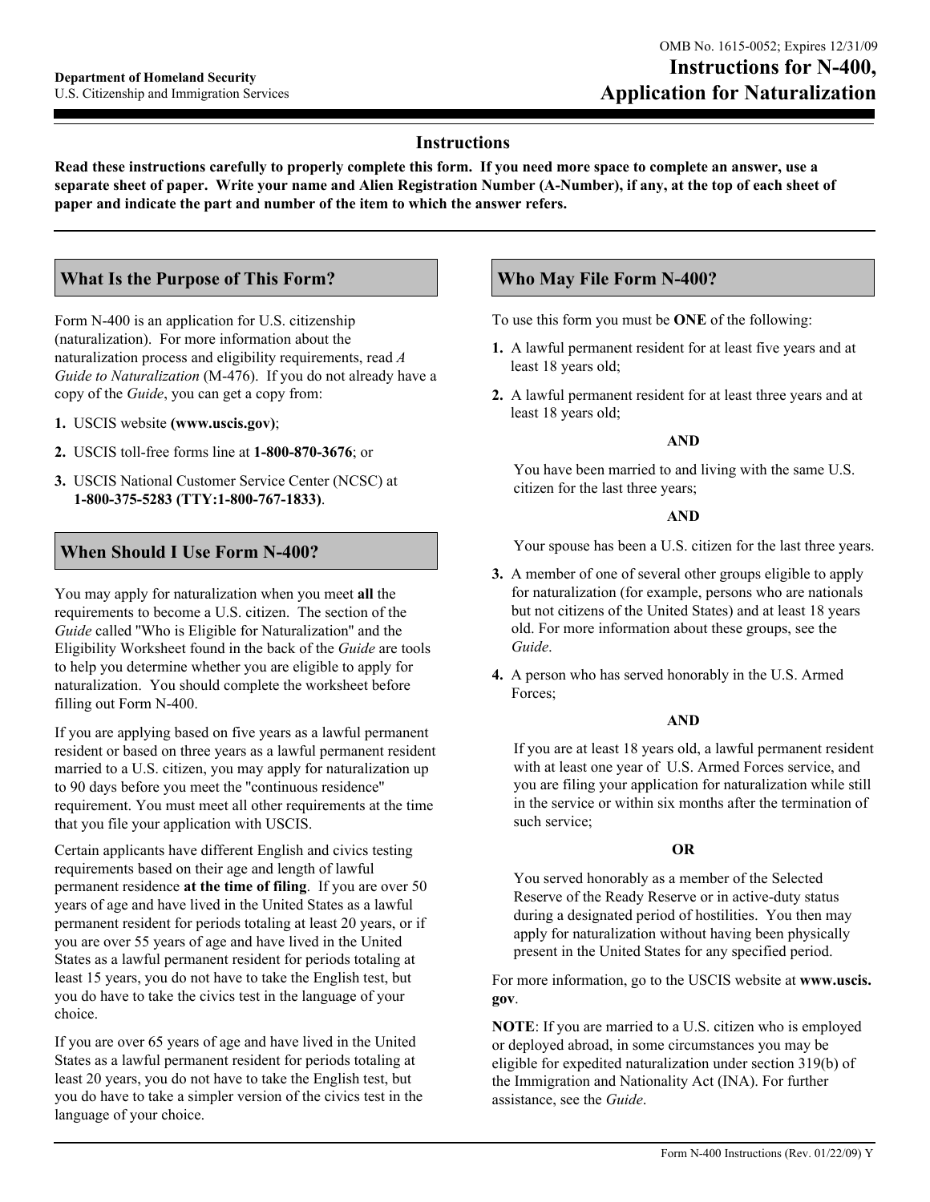OMB No. 1615-0052; Expires 12/31/09

**Department of Homeland Security**
U.S. Citizenship and Immigration Services

# Instructions for N-400, Application for Naturalization

## Instructions

**Read these instructions carefully to properly complete this form. If you need more space to complete an answer, use a separate sheet of paper. Write your name and Alien Registration Number (A-Number), if any, at the top of each sheet of paper and indicate the part and number of the item to which the answer refers.**

## What Is the Purpose of This Form?

Form N-400 is an application for U.S. citizenship (naturalization). For more information about the naturalization process and eligibility requirements, read *A Guide to Naturalization* (M-476). If you do not already have a copy of the *Guide*, you can get a copy from:

1. USCIS website **(www.uscis.gov)**;
2. USCIS toll-free forms line at **1-800-870-3676**; or
3. USCIS National Customer Service Center (NCSC) at **1-800-375-5283 (TTY:1-800-767-1833)**.

## When Should I Use Form N-400?

You may apply for naturalization when you meet **all** the requirements to become a U.S. citizen. The section of the *Guide* called "Who is Eligible for Naturalization" and the Eligibility Worksheet found in the back of the *Guide* are tools to help you determine whether you are eligible to apply for naturalization. You should complete the worksheet before filling out Form N-400.

If you are applying based on five years as a lawful permanent resident or based on three years as a lawful permanent resident married to a U.S. citizen, you may apply for naturalization up to 90 days before you meet the "continuous residence" requirement. You must meet all other requirements at the time that you file your application with USCIS.

Certain applicants have different English and civics testing requirements based on their age and length of lawful permanent residence **at the time of filing**. If you are over 50 years of age and have lived in the United States as a lawful permanent resident for periods totaling at least 20 years, or if you are over 55 years of age and have lived in the United States as a lawful permanent resident for periods totaling at least 15 years, you do not have to take the English test, but you do have to take the civics test in the language of your choice.

If you are over 65 years of age and have lived in the United States as a lawful permanent resident for periods totaling at least 20 years, you do not have to take the English test, but you do have to take a simpler version of the civics test in the language of your choice.

## Who May File Form N-400?

To use this form you must be **ONE** of the following:

1. A lawful permanent resident for at least five years and at least 18 years old;
2. A lawful permanent resident for at least three years and at least 18 years old;

   **AND**

   You have been married to and living with the same U.S. citizen for the last three years;

   **AND**

   Your spouse has been a U.S. citizen for the last three years.
3. A member of one of several other groups eligible to apply for naturalization (for example, persons who are nationals but not citizens of the United States) and at least 18 years old. For more information about these groups, see the *Guide*.
4. A person who has served honorably in the U.S. Armed Forces;

   **AND**

   If you are at least 18 years old, a lawful permanent resident with at least one year of U.S. Armed Forces service, and you are filing your application for naturalization while still in the service or within six months after the termination of such service;

   **OR**

   You served honorably as a member of the Selected Reserve of the Ready Reserve or in active-duty status during a designated period of hostilities. You then may apply for naturalization without having been physically present in the United States for any specified period.

For more information, go to the USCIS website at **www.uscis.gov**.

**NOTE**: If you are married to a U.S. citizen who is employed or deployed abroad, in some circumstances you may be eligible for expedited naturalization under section 319(b) of the Immigration and Nationality Act (INA). For further assistance, see the *Guide*.

Form N-400 Instructions (Rev. 01/22/09) Y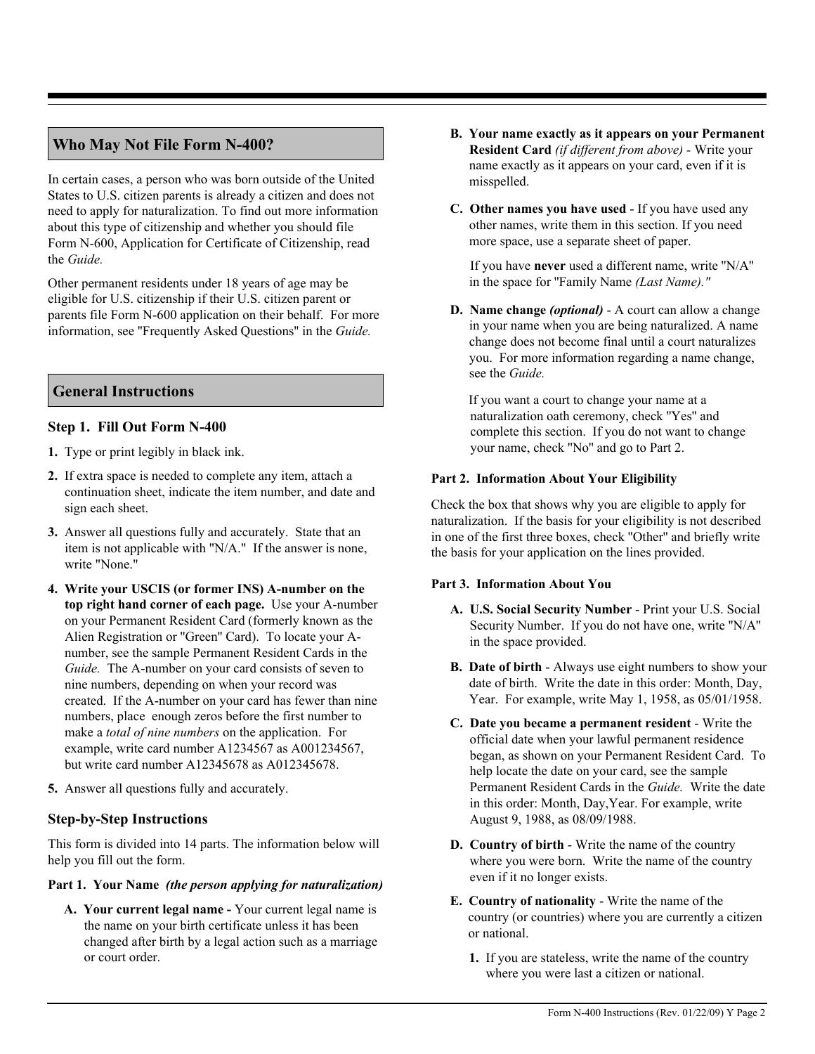## Who May Not File Form N-400?

In certain cases, a person who was born outside of the United States to U.S. citizen parents is already a citizen and does not need to apply for naturalization. To find out more information about this type of citizenship and whether you should file Form N-600, Application for Certificate of Citizenship, read the *Guide.*

Other permanent residents under 18 years of age may be eligible for U.S. citizenship if their U.S. citizen parent or parents file Form N-600 application on their behalf. For more information, see "Frequently Asked Questions" in the *Guide.*

## General Instructions

### Step 1. Fill Out Form N-400

1. Type or print legibly in black ink.
2. If extra space is needed to complete any item, attach a continuation sheet, indicate the item number, and date and sign each sheet.
3. Answer all questions fully and accurately. State that an item is not applicable with "N/A." If the answer is none, write "None."
4. **Write your USCIS (or former INS) A-number on the top right hand corner of each page.** Use your A-number on your Permanent Resident Card (formerly known as the Alien Registration or "Green" Card). To locate your A-number, see the sample Permanent Resident Cards in the *Guide.* The A-number on your card consists of seven to nine numbers, depending on when your record was created. If the A-number on your card has fewer than nine numbers, place enough zeros before the first number to make a *total of nine numbers* on the application. For example, write card number A1234567 as A001234567, but write card number A12345678 as A012345678.
5. Answer all questions fully and accurately.

### Step-by-Step Instructions

This form is divided into 14 parts. The information below will help you fill out the form.

**Part 1. Your Name** ***(the person applying for naturalization)***

**A. Your current legal name -** Your current legal name is the name on your birth certificate unless it has been changed after birth by a legal action such as a marriage or court order.

**B. Your name exactly as it appears on your Permanent Resident Card** *(if different from above)* - Write your name exactly as it appears on your card, even if it is misspelled.

**C. Other names you have used** - If you have used any other names, write them in this section. If you need more space, use a separate sheet of paper.

If you have **never** used a different name, write "N/A" in the space for "Family Name *(Last Name)."*

**D. Name change *(optional)*** - A court can allow a change in your name when you are being naturalized. A name change does not become final until a court naturalizes you. For more information regarding a name change, see the *Guide.*

If you want a court to change your name at a naturalization oath ceremony, check "Yes" and complete this section. If you do not want to change your name, check "No" and go to Part 2.

**Part 2. Information About Your Eligibility**

Check the box that shows why you are eligible to apply for naturalization. If the basis for your eligibility is not described in one of the first three boxes, check "Other" and briefly write the basis for your application on the lines provided.

**Part 3. Information About You**

**A. U.S. Social Security Number** - Print your U.S. Social Security Number. If you do not have one, write "N/A" in the space provided.

**B. Date of birth** - Always use eight numbers to show your date of birth. Write the date in this order: Month, Day, Year. For example, write May 1, 1958, as 05/01/1958.

**C. Date you became a permanent resident** - Write the official date when your lawful permanent residence began, as shown on your Permanent Resident Card. To help locate the date on your card, see the sample Permanent Resident Cards in the *Guide.* Write the date in this order: Month, Day,Year. For example, write August 9, 1988, as 08/09/1988.

**D. Country of birth** - Write the name of the country where you were born. Write the name of the country even if it no longer exists.

**E. Country of nationality** - Write the name of the country (or countries) where you are currently a citizen or national.

1. If you are stateless, write the name of the country where you were last a citizen or national.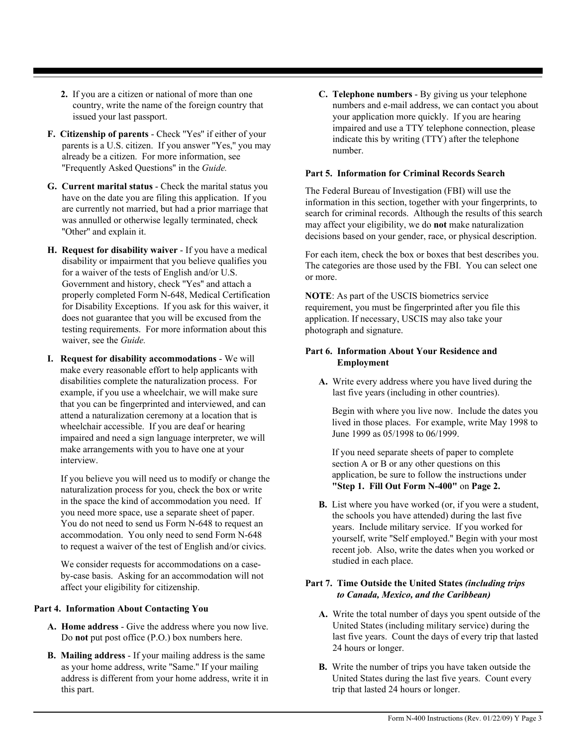2. If you are a citizen or national of more than one country, write the name of the foreign country that issued your last passport.

**F. Citizenship of parents** - Check "Yes" if either of your parents is a U.S. citizen. If you answer "Yes," you may already be a citizen. For more information, see "Frequently Asked Questions" in the *Guide.*

**G. Current marital status** - Check the marital status you have on the date you are filing this application. If you are currently not married, but had a prior marriage that was annulled or otherwise legally terminated, check "Other" and explain it.

**H. Request for disability waiver** - If you have a medical disability or impairment that you believe qualifies you for a waiver of the tests of English and/or U.S. Government and history, check "Yes" and attach a properly completed Form N-648, Medical Certification for Disability Exceptions. If you ask for this waiver, it does not guarantee that you will be excused from the testing requirements. For more information about this waiver, see the *Guide.*

**I. Request for disability accommodations** - We will make every reasonable effort to help applicants with disabilities complete the naturalization process. For example, if you use a wheelchair, we will make sure that you can be fingerprinted and interviewed, and can attend a naturalization ceremony at a location that is wheelchair accessible. If you are deaf or hearing impaired and need a sign language interpreter, we will make arrangements with you to have one at your interview.

If you believe you will need us to modify or change the naturalization process for you, check the box or write in the space the kind of accommodation you need. If you need more space, use a separate sheet of paper. You do not need to send us Form N-648 to request an accommodation. You only need to send Form N-648 to request a waiver of the test of English and/or civics.

We consider requests for accommodations on a case-by-case basis. Asking for an accommodation will not affect your eligibility for citizenship.

### Part 4. Information About Contacting You

**A. Home address** - Give the address where you now live. Do **not** put post office (P.O.) box numbers here.

**B. Mailing address** - If your mailing address is the same as your home address, write "Same." If your mailing address is different from your home address, write it in this part.

**C. Telephone numbers** - By giving us your telephone numbers and e-mail address, we can contact you about your application more quickly. If you are hearing impaired and use a TTY telephone connection, please indicate this by writing (TTY) after the telephone number.

### Part 5. Information for Criminal Records Search

The Federal Bureau of Investigation (FBI) will use the information in this section, together with your fingerprints, to search for criminal records. Although the results of this search may affect your eligibility, we do **not** make naturalization decisions based on your gender, race, or physical description.

For each item, check the box or boxes that best describes you. The categories are those used by the FBI. You can select one or more.

**NOTE**: As part of the USCIS biometrics service requirement, you must be fingerprinted after you file this application. If necessary, USCIS may also take your photograph and signature.

### Part 6. Information About Your Residence and Employment

**A.** Write every address where you have lived during the last five years (including in other countries).

Begin with where you live now. Include the dates you lived in those places. For example, write May 1998 to June 1999 as 05/1998 to 06/1999.

If you need separate sheets of paper to complete section A or B or any other questions on this application, be sure to follow the instructions under **"Step 1. Fill Out Form N-400"** on **Page 2.**

**B.** List where you have worked (or, if you were a student, the schools you have attended) during the last five years. Include military service. If you worked for yourself, write "Self employed." Begin with your most recent job. Also, write the dates when you worked or studied in each place.

### Part 7. Time Outside the United States *(including trips to Canada, Mexico, and the Caribbean)*

**A.** Write the total number of days you spent outside of the United States (including military service) during the last five years. Count the days of every trip that lasted 24 hours or longer.

**B.** Write the number of trips you have taken outside the United States during the last five years. Count every trip that lasted 24 hours or longer.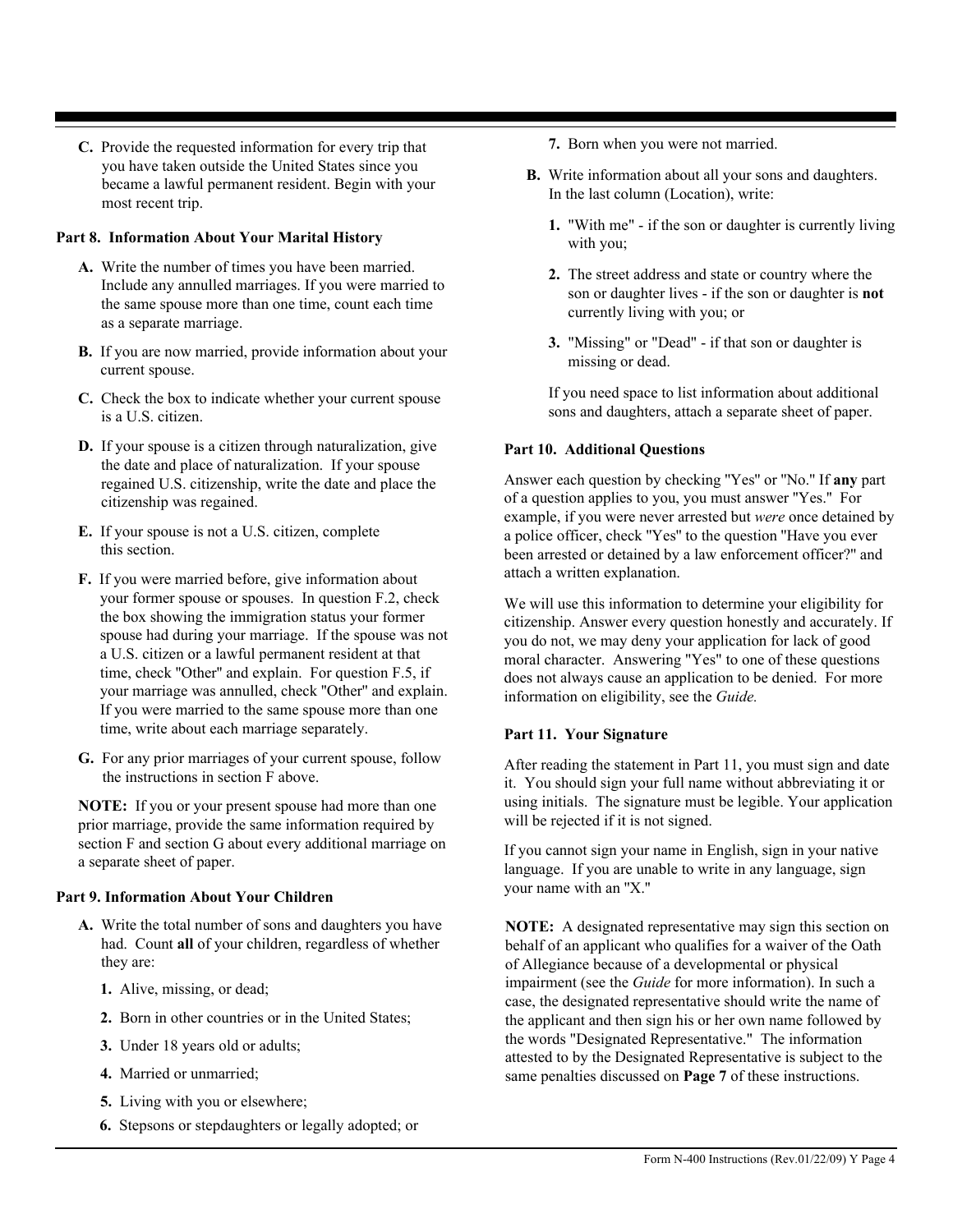**C.** Provide the requested information for every trip that you have taken outside the United States since you became a lawful permanent resident. Begin with your most recent trip.

### Part 8. Information About Your Marital History

**A.** Write the number of times you have been married. Include any annulled marriages. If you were married to the same spouse more than one time, count each time as a separate marriage.

**B.** If you are now married, provide information about your current spouse.

**C.** Check the box to indicate whether your current spouse is a U.S. citizen.

**D.** If your spouse is a citizen through naturalization, give the date and place of naturalization. If your spouse regained U.S. citizenship, write the date and place the citizenship was regained.

**E.** If your spouse is not a U.S. citizen, complete this section.

**F.** If you were married before, give information about your former spouse or spouses. In question F.2, check the box showing the immigration status your former spouse had during your marriage. If the spouse was not a U.S. citizen or a lawful permanent resident at that time, check "Other" and explain. For question F.5, if your marriage was annulled, check "Other" and explain. If you were married to the same spouse more than one time, write about each marriage separately.

**G.** For any prior marriages of your current spouse, follow the instructions in section F above.

**NOTE:** If you or your present spouse had more than one prior marriage, provide the same information required by section F and section G about every additional marriage on a separate sheet of paper.

### Part 9. Information About Your Children

**A.** Write the total number of sons and daughters you have had. Count **all** of your children, regardless of whether they are:

1. Alive, missing, or dead;
2. Born in other countries or in the United States;
3. Under 18 years old or adults;
4. Married or unmarried;
5. Living with you or elsewhere;
6. Stepsons or stepdaughters or legally adopted; or
7. Born when you were not married.

**B.** Write information about all your sons and daughters. In the last column (Location), write:

1. "With me" - if the son or daughter is currently living with you;
2. The street address and state or country where the son or daughter lives - if the son or daughter is **not** currently living with you; or
3. "Missing" or "Dead" - if that son or daughter is missing or dead.

If you need space to list information about additional sons and daughters, attach a separate sheet of paper.

### Part 10. Additional Questions

Answer each question by checking "Yes" or "No." If **any** part of a question applies to you, you must answer "Yes." For example, if you were never arrested but *were* once detained by a police officer, check "Yes" to the question "Have you ever been arrested or detained by a law enforcement officer?" and attach a written explanation.

We will use this information to determine your eligibility for citizenship. Answer every question honestly and accurately. If you do not, we may deny your application for lack of good moral character. Answering "Yes" to one of these questions does not always cause an application to be denied. For more information on eligibility, see the *Guide.*

### Part 11. Your Signature

After reading the statement in Part 11, you must sign and date it. You should sign your full name without abbreviating it or using initials. The signature must be legible. Your application will be rejected if it is not signed.

If you cannot sign your name in English, sign in your native language. If you are unable to write in any language, sign your name with an "X."

**NOTE:** A designated representative may sign this section on behalf of an applicant who qualifies for a waiver of the Oath of Allegiance because of a developmental or physical impairment (see the *Guide* for more information). In such a case, the designated representative should write the name of the applicant and then sign his or her own name followed by the words "Designated Representative." The information attested to by the Designated Representative is subject to the same penalties discussed on **Page 7** of these instructions.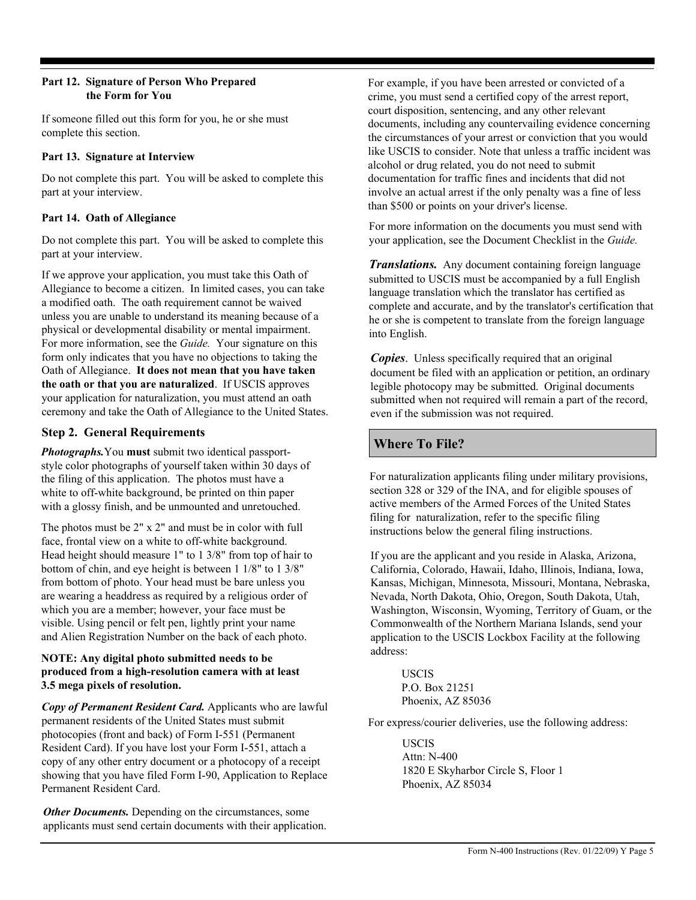### Part 12. Signature of Person Who Prepared the Form for You

If someone filled out this form for you, he or she must complete this section.

### Part 13. Signature at Interview

Do not complete this part. You will be asked to complete this part at your interview.

### Part 14. Oath of Allegiance

Do not complete this part. You will be asked to complete this part at your interview.

If we approve your application, you must take this Oath of Allegiance to become a citizen. In limited cases, you can take a modified oath. The oath requirement cannot be waived unless you are unable to understand its meaning because of a physical or developmental disability or mental impairment. For more information, see the *Guide.* Your signature on this form only indicates that you have no objections to taking the Oath of Allegiance. **It does not mean that you have taken the oath or that you are naturalized**. If USCIS approves your application for naturalization, you must attend an oath ceremony and take the Oath of Allegiance to the United States.

## Step 2. General Requirements

***Photographs.*** You **must** submit two identical passport-style color photographs of yourself taken within 30 days of the filing of this application. The photos must have a white to off-white background, be printed on thin paper with a glossy finish, and be unmounted and unretouched.

The photos must be 2" x 2" and must be in color with full face, frontal view on a white to off-white background. Head height should measure 1" to 1 3/8" from top of hair to bottom of chin, and eye height is between 1 1/8" to 1 3/8" from bottom of photo. Your head must be bare unless you are wearing a headdress as required by a religious order of which you are a member; however, your face must be visible. Using pencil or felt pen, lightly print your name and Alien Registration Number on the back of each photo.

**NOTE: Any digital photo submitted needs to be produced from a high-resolution camera with at least 3.5 mega pixels of resolution.**

***Copy of Permanent Resident Card.*** Applicants who are lawful permanent residents of the United States must submit photocopies (front and back) of Form I-551 (Permanent Resident Card). If you have lost your Form I-551, attach a copy of any other entry document or a photocopy of a receipt showing that you have filed Form I-90, Application to Replace Permanent Resident Card.

***Other Documents.*** Depending on the circumstances, some applicants must send certain documents with their application.

For example, if you have been arrested or convicted of a crime, you must send a certified copy of the arrest report, court disposition, sentencing, and any other relevant documents, including any countervailing evidence concerning the circumstances of your arrest or conviction that you would like USCIS to consider. Note that unless a traffic incident was alcohol or drug related, you do not need to submit documentation for traffic fines and incidents that did not involve an actual arrest if the only penalty was a fine of less than $500 or points on your driver's license.

For more information on the documents you must send with your application, see the Document Checklist in the *Guide.*

***Translations.*** Any document containing foreign language submitted to USCIS must be accompanied by a full English language translation which the translator has certified as complete and accurate, and by the translator's certification that he or she is competent to translate from the foreign language into English.

***Copies***. Unless specifically required that an original document be filed with an application or petition, an ordinary legible photocopy may be submitted. Original documents submitted when not required will remain a part of the record, even if the submission was not required.

## Where To File?

For naturalization applicants filing under military provisions, section 328 or 329 of the INA, and for eligible spouses of active members of the Armed Forces of the United States filing for naturalization, refer to the specific filing instructions below the general filing instructions.

If you are the applicant and you reside in Alaska, Arizona, California, Colorado, Hawaii, Idaho, Illinois, Indiana, Iowa, Kansas, Michigan, Minnesota, Missouri, Montana, Nebraska, Nevada, North Dakota, Ohio, Oregon, South Dakota, Utah, Washington, Wisconsin, Wyoming, Territory of Guam, or the Commonwealth of the Northern Mariana Islands, send your application to the USCIS Lockbox Facility at the following address:

USCIS
P.O. Box 21251
Phoenix, AZ 85036

For express/courier deliveries, use the following address:

USCIS
Attn: N-400
1820 E Skyharbor Circle S, Floor 1
Phoenix, AZ 85034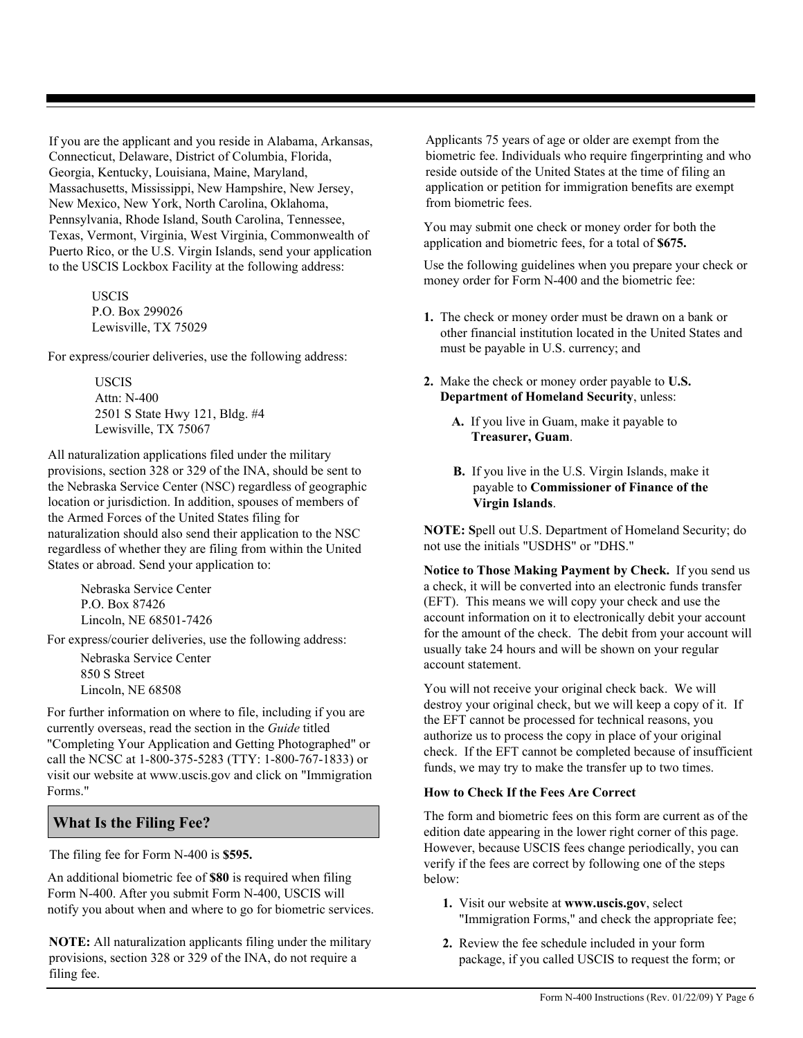If you are the applicant and you reside in Alabama, Arkansas, Connecticut, Delaware, District of Columbia, Florida, Georgia, Kentucky, Louisiana, Maine, Maryland, Massachusetts, Mississippi, New Hampshire, New Jersey, New Mexico, New York, North Carolina, Oklahoma, Pennsylvania, Rhode Island, South Carolina, Tennessee, Texas, Vermont, Virginia, West Virginia, Commonwealth of Puerto Rico, or the U.S. Virgin Islands, send your application to the USCIS Lockbox Facility at the following address:

USCIS
P.O. Box 299026
Lewisville, TX 75029

For express/courier deliveries, use the following address:

USCIS
Attn: N-400
2501 S State Hwy 121, Bldg. #4
Lewisville, TX 75067

All naturalization applications filed under the military provisions, section 328 or 329 of the INA, should be sent to the Nebraska Service Center (NSC) regardless of geographic location or jurisdiction. In addition, spouses of members of the Armed Forces of the United States filing for naturalization should also send their application to the NSC regardless of whether they are filing from within the United States or abroad. Send your application to:

Nebraska Service Center
P.O. Box 87426
Lincoln, NE 68501-7426

For express/courier deliveries, use the following address:

Nebraska Service Center
850 S Street
Lincoln, NE 68508

For further information on where to file, including if you are currently overseas, read the section in the *Guide* titled "Completing Your Application and Getting Photographed" or call the NCSC at 1-800-375-5283 (TTY: 1-800-767-1833) or visit our website at www.uscis.gov and click on "Immigration Forms."

## What Is the Filing Fee?

The filing fee for Form N-400 is **$595.**

An additional biometric fee of **$80** is required when filing Form N-400. After you submit Form N-400, USCIS will notify you about when and where to go for biometric services.

**NOTE:** All naturalization applicants filing under the military provisions, section 328 or 329 of the INA, do not require a filing fee.

Applicants 75 years of age or older are exempt from the biometric fee. Individuals who require fingerprinting and who reside outside of the United States at the time of filing an application or petition for immigration benefits are exempt from biometric fees.

You may submit one check or money order for both the application and biometric fees, for a total of **$675.**

Use the following guidelines when you prepare your check or money order for Form N-400 and the biometric fee:

1. The check or money order must be drawn on a bank or other financial institution located in the United States and must be payable in U.S. currency; and

2. Make the check or money order payable to **U.S. Department of Homeland Security**, unless:

   A. If you live in Guam, make it payable to **Treasurer, Guam**.

   B. If you live in the U.S. Virgin Islands, make it payable to **Commissioner of Finance of the Virgin Islands**.

**NOTE: S**pell out U.S. Department of Homeland Security; do not use the initials "USDHS" or "DHS."

**Notice to Those Making Payment by Check.** If you send us a check, it will be converted into an electronic funds transfer (EFT). This means we will copy your check and use the account information on it to electronically debit your account for the amount of the check. The debit from your account will usually take 24 hours and will be shown on your regular account statement.

You will not receive your original check back. We will destroy your original check, but we will keep a copy of it. If the EFT cannot be processed for technical reasons, you authorize us to process the copy in place of your original check. If the EFT cannot be completed because of insufficient funds, we may try to make the transfer up to two times.

**How to Check If the Fees Are Correct**

The form and biometric fees on this form are current as of the edition date appearing in the lower right corner of this page. However, because USCIS fees change periodically, you can verify if the fees are correct by following one of the steps below:

1. Visit our website at **www.uscis.gov**, select "Immigration Forms," and check the appropriate fee;

2. Review the fee schedule included in your form package, if you called USCIS to request the form; or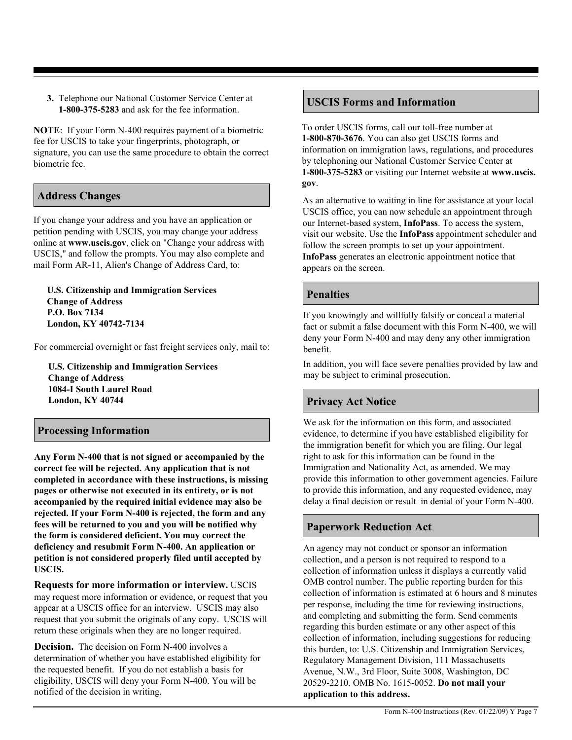3. Telephone our National Customer Service Center at **1-800-375-5283** and ask for the fee information.

**NOTE**: If your Form N-400 requires payment of a biometric fee for USCIS to take your fingerprints, photograph, or signature, you can use the same procedure to obtain the correct biometric fee.

## Address Changes

If you change your address and you have an application or petition pending with USCIS, you may change your address online at **www.uscis.gov**, click on "Change your address with USCIS," and follow the prompts. You may also complete and mail Form AR-11, Alien's Change of Address Card, to:

**U.S. Citizenship and Immigration Services**
**Change of Address**
**P.O. Box 7134**
**London, KY 40742-7134**

For commercial overnight or fast freight services only, mail to:

**U.S. Citizenship and Immigration Services**
**Change of Address**
**1084-I South Laurel Road**
**London, KY 40744**

## Processing Information

**Any Form N-400 that is not signed or accompanied by the correct fee will be rejected. Any application that is not completed in accordance with these instructions, is missing pages or otherwise not executed in its entirety, or is not accompanied by the required initial evidence may also be rejected. If your Form N-400 is rejected, the form and any fees will be returned to you and you will be notified why the form is considered deficient. You may correct the deficiency and resubmit Form N-400. An application or petition is not considered properly filed until accepted by USCIS.**

**Requests for more information or interview.** USCIS may request more information or evidence, or request that you appear at a USCIS office for an interview. USCIS may also request that you submit the originals of any copy. USCIS will return these originals when they are no longer required.

**Decision.** The decision on Form N-400 involves a determination of whether you have established eligibility for the requested benefit. If you do not establish a basis for eligibility, USCIS will deny your Form N-400. You will be notified of the decision in writing.

## USCIS Forms and Information

To order USCIS forms, call our toll-free number at **1-800-870-3676**. You can also get USCIS forms and information on immigration laws, regulations, and procedures by telephoning our National Customer Service Center at **1-800-375-5283** or visiting our Internet website at **www.uscis.gov**.

As an alternative to waiting in line for assistance at your local USCIS office, you can now schedule an appointment through our Internet-based system, **InfoPass**. To access the system, visit our website. Use the **InfoPass** appointment scheduler and follow the screen prompts to set up your appointment. **InfoPass** generates an electronic appointment notice that appears on the screen.

## Penalties

If you knowingly and willfully falsify or conceal a material fact or submit a false document with this Form N-400, we will deny your Form N-400 and may deny any other immigration benefit.

In addition, you will face severe penalties provided by law and may be subject to criminal prosecution.

## Privacy Act Notice

We ask for the information on this form, and associated evidence, to determine if you have established eligibility for the immigration benefit for which you are filing. Our legal right to ask for this information can be found in the Immigration and Nationality Act, as amended. We may provide this information to other government agencies. Failure to provide this information, and any requested evidence, may delay a final decision or result in denial of your Form N-400.

## Paperwork Reduction Act

An agency may not conduct or sponsor an information collection, and a person is not required to respond to a collection of information unless it displays a currently valid OMB control number. The public reporting burden for this collection of information is estimated at 6 hours and 8 minutes per response, including the time for reviewing instructions, and completing and submitting the form. Send comments regarding this burden estimate or any other aspect of this collection of information, including suggestions for reducing this burden, to: U.S. Citizenship and Immigration Services, Regulatory Management Division, 111 Massachusetts Avenue, N.W., 3rd Floor, Suite 3008, Washington, DC 20529-2210. OMB No. 1615-0052. **Do not mail your application to this address.**